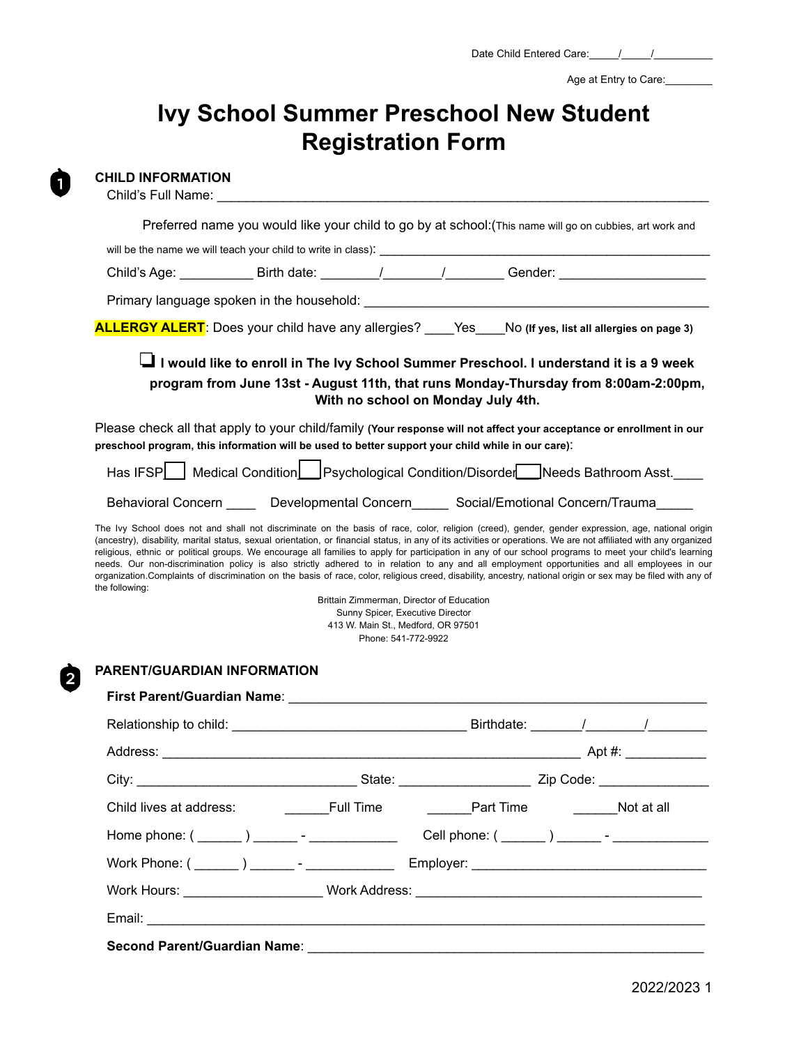Date Child Entered Care:_____/_____/__________

Age at Entry to Care:________

# Ivy School Summer Preschool New Student Registration Form

## 1 CHILD INFORMATION

Child's Full Name: ___________________________________________________________________

Preferred name you would like your child to go by at school:(This name will go on cubbies, art work and will be the name we will teach your child to write in class): ___________________________________________

Child's Age: __________ Birth date: ________/________/________ Gender: ____________________

Primary language spoken in the household: _______________________________________________

**ALLERGY ALERT**: Does your child have any allergies? ____Yes____No **(If yes, list all allergies on page 3)**

☐ **I would like to enroll in The Ivy School Summer Preschool. I understand it is a 9 week program from June 13st - August 11th, that runs Monday-Thursday from 8:00am-2:00pm, With no school on Monday July 4th.**

Please check all that apply to your child/family **(Your response will not affect your acceptance or enrollment in our preschool program, this information will be used to better support your child while in our care)**:

Has IFSP☐ Medical Condition☐ Psychological Condition/Disorder☐ Needs Bathroom Asst.____

Behavioral Concern ____ Developmental Concern_____ Social/Emotional Concern/Trauma_____

The Ivy School does not and shall not discriminate on the basis of race, color, religion (creed), gender, gender expression, age, national origin (ancestry), disability, marital status, sexual orientation, or financial status, in any of its activities or operations. We are not affiliated with any organized religious, ethnic or political groups. We encourage all families to apply for participation in any of our school programs to meet your child's learning needs. Our non-discrimination policy is also strictly adhered to in relation to any and all employment opportunities and all employees in our organization.Complaints of discrimination on the basis of race, color, religious creed, disability, ancestry, national origin or sex may be filed with any of the following:

Brittain Zimmerman, Director of Education
Sunny Spicer, Executive Director
413 W. Main St., Medford, OR 97501
Phone: 541-772-9922

## 2 PARENT/GUARDIAN INFORMATION

**First Parent/Guardian Name**: _______________________________________________________

Relationship to child: ________________________________ Birthdate: _______/________/________

Address: __________________________________________________________ Apt #: ___________

City: ______________________________ State: __________________ Zip Code: _______________

Child lives at address: ______Full Time ______Part Time ______Not at all

Home phone: ( ______ ) ______ - ____________ Cell phone: ( ______ ) ______ - _____________

Work Phone: ( ______ ) ______ - ____________ Employer: ________________________________

Work Hours: ___________________ Work Address: _______________________________________

Email: _________________________________________________________________________

**Second Parent/Guardian Name**: ____________________________________________________

2022/2023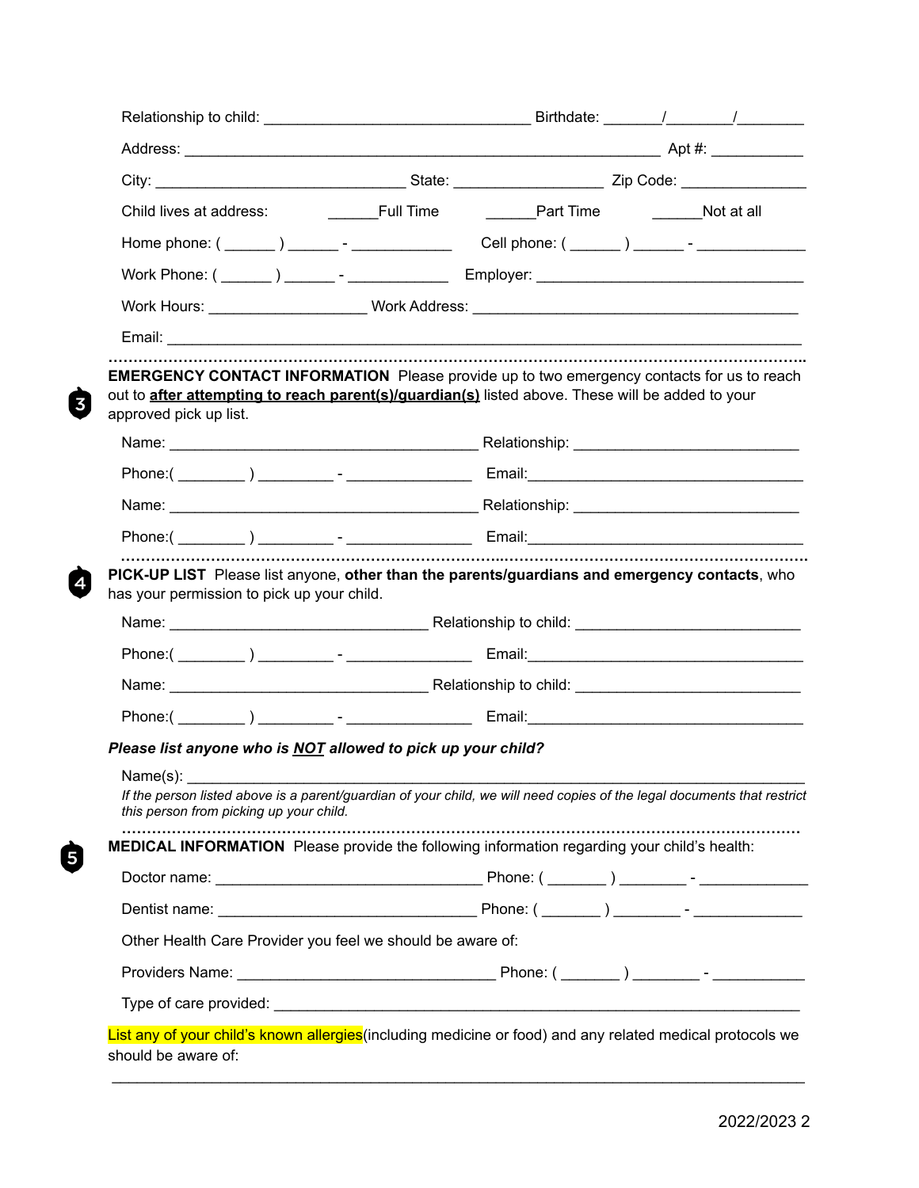Relationship to child: ________________________________ Birthdate: _______/________/________

Address: _________________________________________________________ Apt #: ___________

City: ______________________________ State: __________________ Zip Code: ______________

Child lives at address: ______Full Time ______Part Time ______Not at all

Home phone: ( ______ ) ______ - ____________ Cell phone: ( ______ ) ______ - _____________

Work Phone: ( ______ ) ______ - ____________ Employer: ________________________________

Work Hours: ___________________ Work Address: _______________________________________

Email: _____________________________________________________________________________

**3** **EMERGENCY CONTACT INFORMATION** Please provide up to two emergency contacts for us to reach out to **after attempting to reach parent(s)/guardian(s)** listed above. These will be added to your approved pick up list.

Name: _____________________________________ Relationship: ___________________________

Phone:( ________ ) _________ - _______________ Email:_________________________________

Name: _____________________________________ Relationship: ___________________________

Phone:( ________ ) _________ - _______________ Email:_________________________________

**4** **PICK-UP LIST** Please list anyone, **other than the parents/guardians and emergency contacts**, who has your permission to pick up your child.

Name: _______________________________ Relationship to child: ___________________________

Phone:( ________ ) _________ - _______________ Email:_________________________________

Name: _______________________________ Relationship to child: ___________________________

Phone:( ________ ) _________ - _______________ Email:_________________________________

***Please list anyone who is NOT allowed to pick up your child?***

Name(s): ___________________________________________________________________________

*If the person listed above is a parent/guardian of your child, we will need copies of the legal documents that restrict this person from picking up your child.*

**5** **MEDICAL INFORMATION** Please provide the following information regarding your child's health:

Doctor name: ________________________________ Phone: ( _______ ) ________ - _____________

Dentist name: _______________________________ Phone: ( _______ ) ________ - _____________

Other Health Care Provider you feel we should be aware of:

Providers Name: _______________________________ Phone: ( _______ ) ________ - ___________

Type of care provided: ______________________________________________________________

List any of your child's known allergies(including medicine or food) and any related medical protocols we should be aware of:

_____________________________________________________________________________________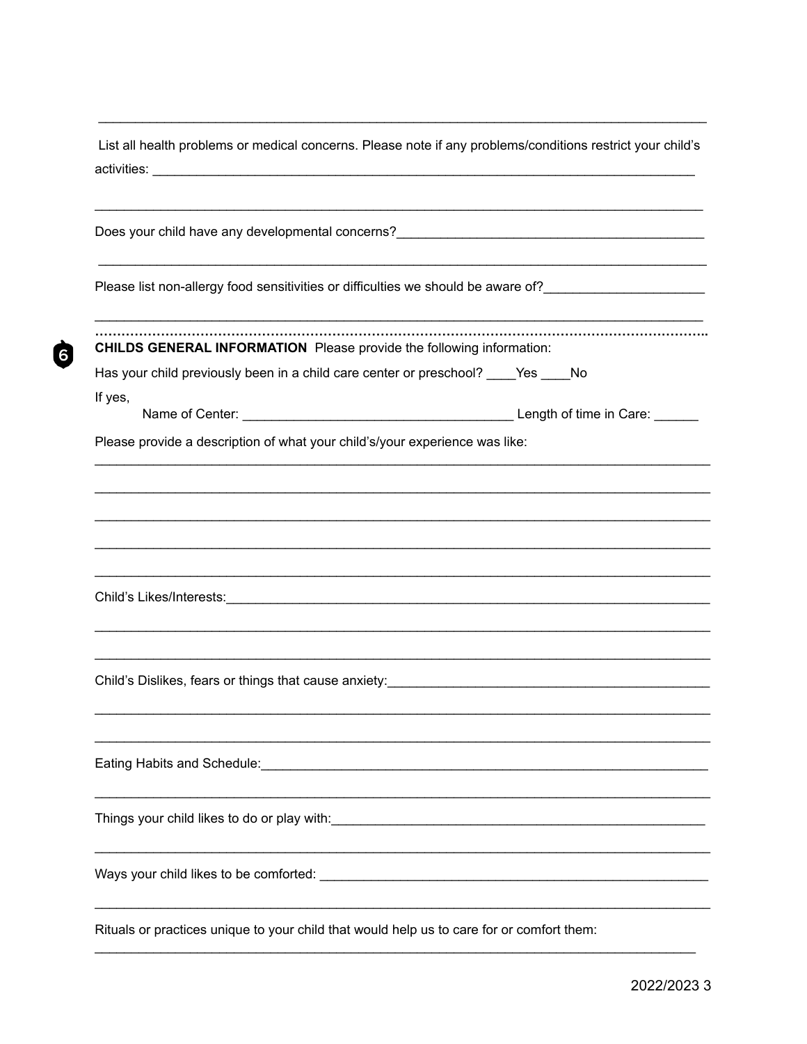List all health problems or medical concerns. Please note if any problems/conditions restrict your child's activities: ___________________________________________________________________________

___________________________________________________________________________

Does your child have any developmental concerns?__________________________________________

___________________________________________________________________________

Please list non-allergy food sensitivities or difficulties we should be aware of?_____________________

___________________________________________________________________________

**CHILDS GENERAL INFORMATION** Please provide the following information:

Has your child previously been in a child care center or preschool? ____Yes ____No

If yes,

Name of Center: ____________________________________ Length of time in Care: ______

Please provide a description of what your child's/your experience was like:

___________________________________________________________________________

___________________________________________________________________________

___________________________________________________________________________

___________________________________________________________________________

___________________________________________________________________________

Child's Likes/Interests:_______________________________________________________________

___________________________________________________________________________

___________________________________________________________________________

Child's Dislikes, fears or things that cause anxiety:_____________________________________________

___________________________________________________________________________

___________________________________________________________________________

Eating Habits and Schedule:_____________________________________________________________

___________________________________________________________________________

Things your child likes to do or play with:___________________________________________________

___________________________________________________________________________

Ways your child likes to be comforted: _____________________________________________________

___________________________________________________________________________

Rituals or practices unique to your child that would help us to care for or comfort them:

___________________________________________________________________________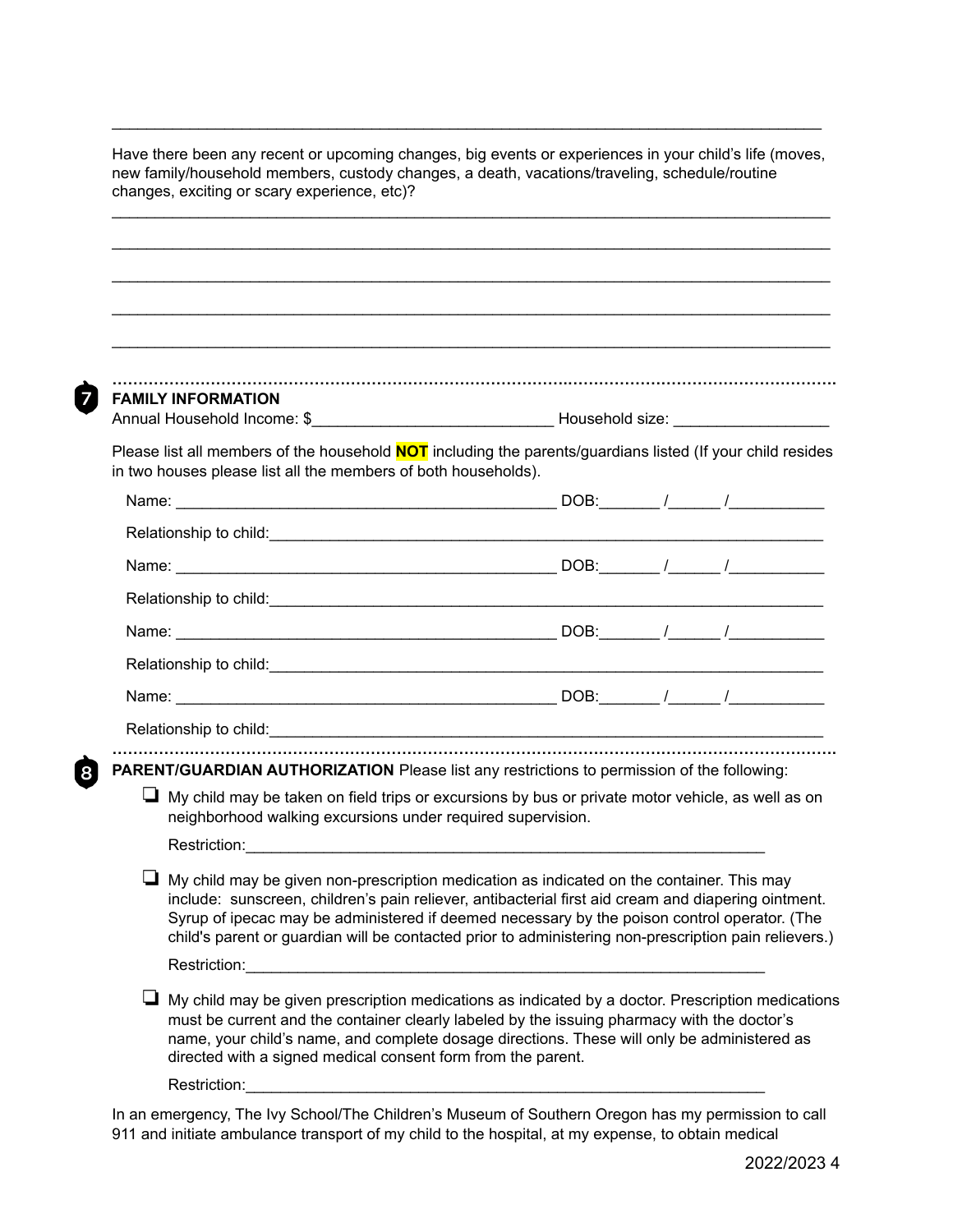___________________________________________________________________________

Have there been any recent or upcoming changes, big events or experiences in your child's life (moves, new family/household members, custody changes, a death, vacations/traveling, schedule/routine changes, exciting or scary experience, etc)?

___________________________________________________________________________

___________________________________________________________________________

___________________________________________________________________________

___________________________________________________________________________

___________________________________________________________________________

## 7 FAMILY INFORMATION

Annual Household Income: $____________________________ Household size: __________________

Please list all members of the household **NOT** including the parents/guardians listed (If your child resides in two houses please list all the members of both households).

Name: _____________________________________________ DOB:_______ /______ /___________

Relationship to child:__________________________________________________________________

Name: _____________________________________________ DOB:_______ /______ /___________

Relationship to child:__________________________________________________________________

Name: _____________________________________________ DOB:_______ /______ /___________

Relationship to child:__________________________________________________________________

Name: _____________________________________________ DOB:_______ /______ /___________

Relationship to child:__________________________________________________________________

## 8 PARENT/GUARDIAN AUTHORIZATION

**PARENT/GUARDIAN AUTHORIZATION** Please list any restrictions to permission of the following:

- ❑ My child may be taken on field trips or excursions by bus or private motor vehicle, as well as on neighborhood walking excursions under required supervision.

  Restriction:______________________________________________________________

- ❑ My child may be given non-prescription medication as indicated on the container. This may include: sunscreen, children's pain reliever, antibacterial first aid cream and diapering ointment. Syrup of ipecac may be administered if deemed necessary by the poison control operator. (The child's parent or guardian will be contacted prior to administering non-prescription pain relievers.)

  Restriction:______________________________________________________________

- ❑ My child may be given prescription medications as indicated by a doctor. Prescription medications must be current and the container clearly labeled by the issuing pharmacy with the doctor's name, your child's name, and complete dosage directions. These will only be administered as directed with a signed medical consent form from the parent.

  Restriction:______________________________________________________________

In an emergency, The Ivy School/The Children's Museum of Southern Oregon has my permission to call 911 and initiate ambulance transport of my child to the hospital, at my expense, to obtain medical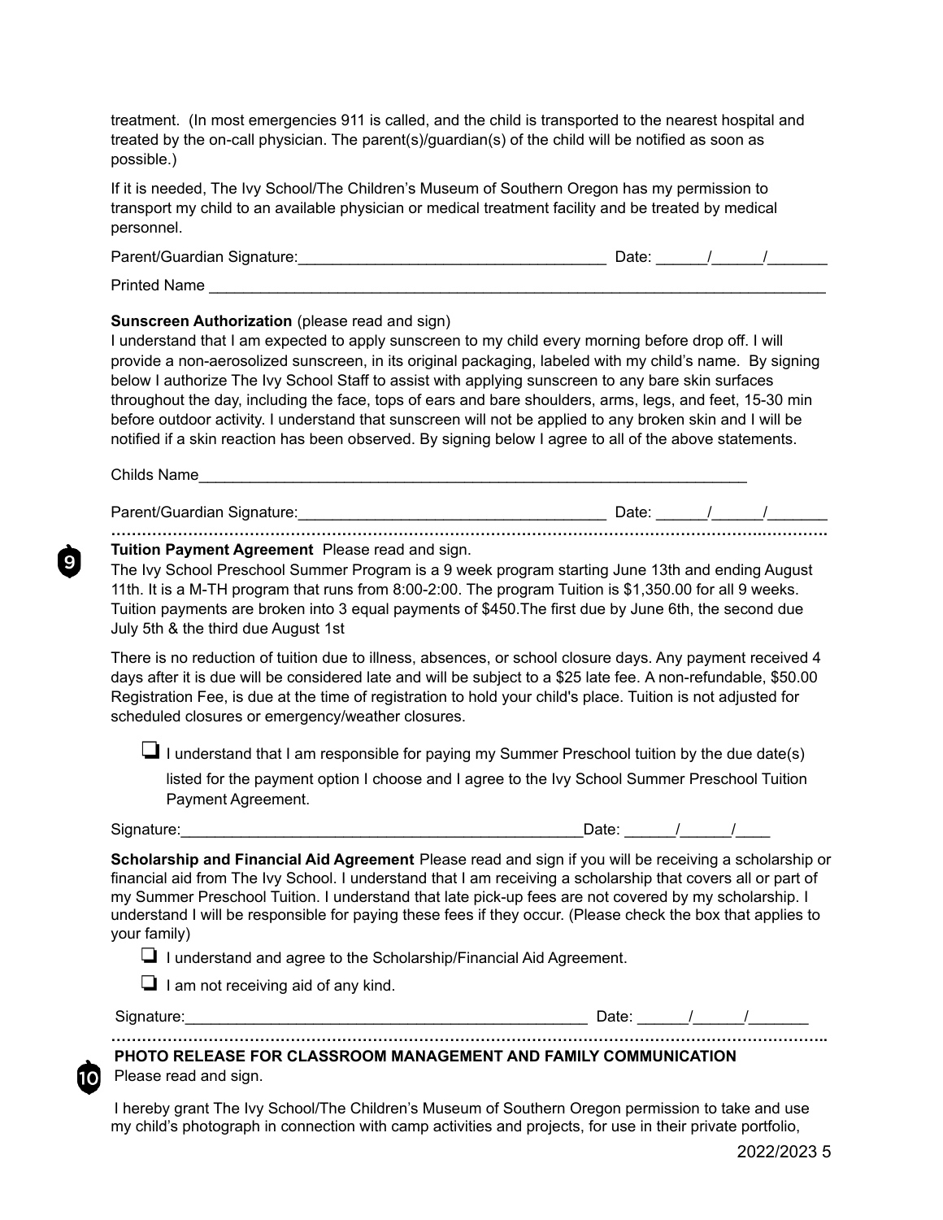treatment. (In most emergencies 911 is called, and the child is transported to the nearest hospital and treated by the on-call physician. The parent(s)/guardian(s) of the child will be notified as soon as possible.)

If it is needed, The Ivy School/The Children's Museum of Southern Oregon has my permission to transport my child to an available physician or medical treatment facility and be treated by medical personnel.

Parent/Guardian Signature:____________________________________ Date: ______/______/_______

Printed Name ______________________________________________________________________

**Sunscreen Authorization** (please read and sign)
I understand that I am expected to apply sunscreen to my child every morning before drop off. I will provide a non-aerosolized sunscreen, in its original packaging, labeled with my child's name. By signing below I authorize The Ivy School Staff to assist with applying sunscreen to any bare skin surfaces throughout the day, including the face, tops of ears and bare shoulders, arms, legs, and feet, 15-30 min before outdoor activity. I understand that sunscreen will not be applied to any broken skin and I will be notified if a skin reaction has been observed. By signing below I agree to all of the above statements.

Childs Name_________________________________________________________________

Parent/Guardian Signature:____________________________________ Date: ______/______/_______

9

**Tuition Payment Agreement** Please read and sign.
The Ivy School Preschool Summer Program is a 9 week program starting June 13th and ending August 11th. It is a M-TH program that runs from 8:00-2:00. The program Tuition is $1,350.00 for all 9 weeks. Tuition payments are broken into 3 equal payments of $450.The first due by June 6th, the second due July 5th & the third due August 1st

There is no reduction of tuition due to illness, absences, or school closure days. Any payment received 4 days after it is due will be considered late and will be subject to a $25 late fee. A non-refundable, $50.00 Registration Fee, is due at the time of registration to hold your child's place. Tuition is not adjusted for scheduled closures or emergency/weather closures.

- ❑ I understand that I am responsible for paying my Summer Preschool tuition by the due date(s) listed for the payment option I choose and I agree to the Ivy School Summer Preschool Tuition Payment Agreement.

Signature:_______________________________________________Date: ______/______/____

**Scholarship and Financial Aid Agreement** Please read and sign if you will be receiving a scholarship or financial aid from The Ivy School. I understand that I am receiving a scholarship that covers all or part of my Summer Preschool Tuition. I understand that late pick-up fees are not covered by my scholarship. I understand I will be responsible for paying these fees if they occur. (Please check the box that applies to your family)

- ❑ I understand and agree to the Scholarship/Financial Aid Agreement.
- ❑ I am not receiving aid of any kind.

Signature:_______________________________________________ Date: ______/______/_______

10

**PHOTO RELEASE FOR CLASSROOM MANAGEMENT AND FAMILY COMMUNICATION**
Please read and sign.

I hereby grant The Ivy School/The Children's Museum of Southern Oregon permission to take and use my child's photograph in connection with camp activities and projects, for use in their private portfolio,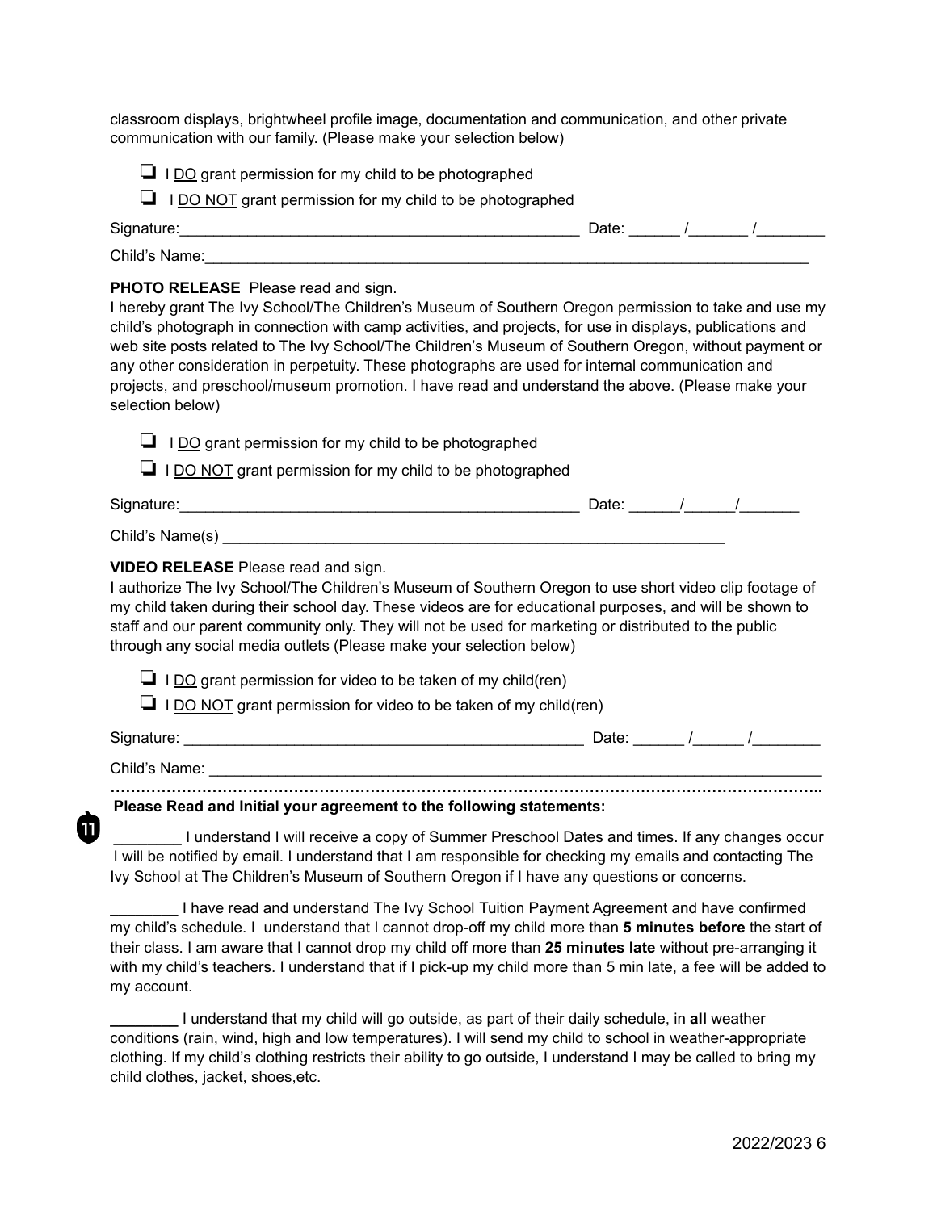classroom displays, brightwheel profile image, documentation and communication, and other private communication with our family. (Please make your selection below)

- ❏ I <u>DO</u> grant permission for my child to be photographed
- ❏ I <u>DO NOT</u> grant permission for my child to be photographed

Signature:_______________________________________________ Date: ______ /_______ /________

Child's Name:________________________________________________________________________

**PHOTO RELEASE** Please read and sign.
I hereby grant The Ivy School/The Children's Museum of Southern Oregon permission to take and use my child's photograph in connection with camp activities, and projects, for use in displays, publications and web site posts related to The Ivy School/The Children's Museum of Southern Oregon, without payment or any other consideration in perpetuity. These photographs are used for internal communication and projects, and preschool/museum promotion. I have read and understand the above. (Please make your selection below)

- ❏ I <u>DO</u> grant permission for my child to be photographed
- ❏ I <u>DO NOT</u> grant permission for my child to be photographed

Signature:_______________________________________________ Date: ______/______/_______

Child's Name(s) ____________________________________________________________

**VIDEO RELEASE** Please read and sign.
I authorize The Ivy School/The Children's Museum of Southern Oregon to use short video clip footage of my child taken during their school day. These videos are for educational purposes, and will be shown to staff and our parent community only. They will not be used for marketing or distributed to the public through any social media outlets (Please make your selection below)

- ❏ I <u>DO</u> grant permission for video to be taken of my child(ren)
- ❏ I <u>DO NOT</u> grant permission for video to be taken of my child(ren)

Signature: _______________________________________________ Date: ______ /______ /________

Child's Name: _______________________________________________________________________

………………………………………………………………………………………………………………………

**Please Read and Initial your agreement to the following statements:**

________ I understand I will receive a copy of Summer Preschool Dates and times. If any changes occur I will be notified by email. I understand that I am responsible for checking my emails and contacting The Ivy School at The Children's Museum of Southern Oregon if I have any questions or concerns.

________ I have read and understand The Ivy School Tuition Payment Agreement and have confirmed my child's schedule. I understand that I cannot drop-off my child more than **5 minutes before** the start of their class. I am aware that I cannot drop my child off more than **25 minutes late** without pre-arranging it with my child's teachers. I understand that if I pick-up my child more than 5 min late, a fee will be added to my account.

________ I understand that my child will go outside, as part of their daily schedule, in **all** weather conditions (rain, wind, high and low temperatures). I will send my child to school in weather-appropriate clothing. If my child's clothing restricts their ability to go outside, I understand I may be called to bring my child clothes, jacket, shoes,etc.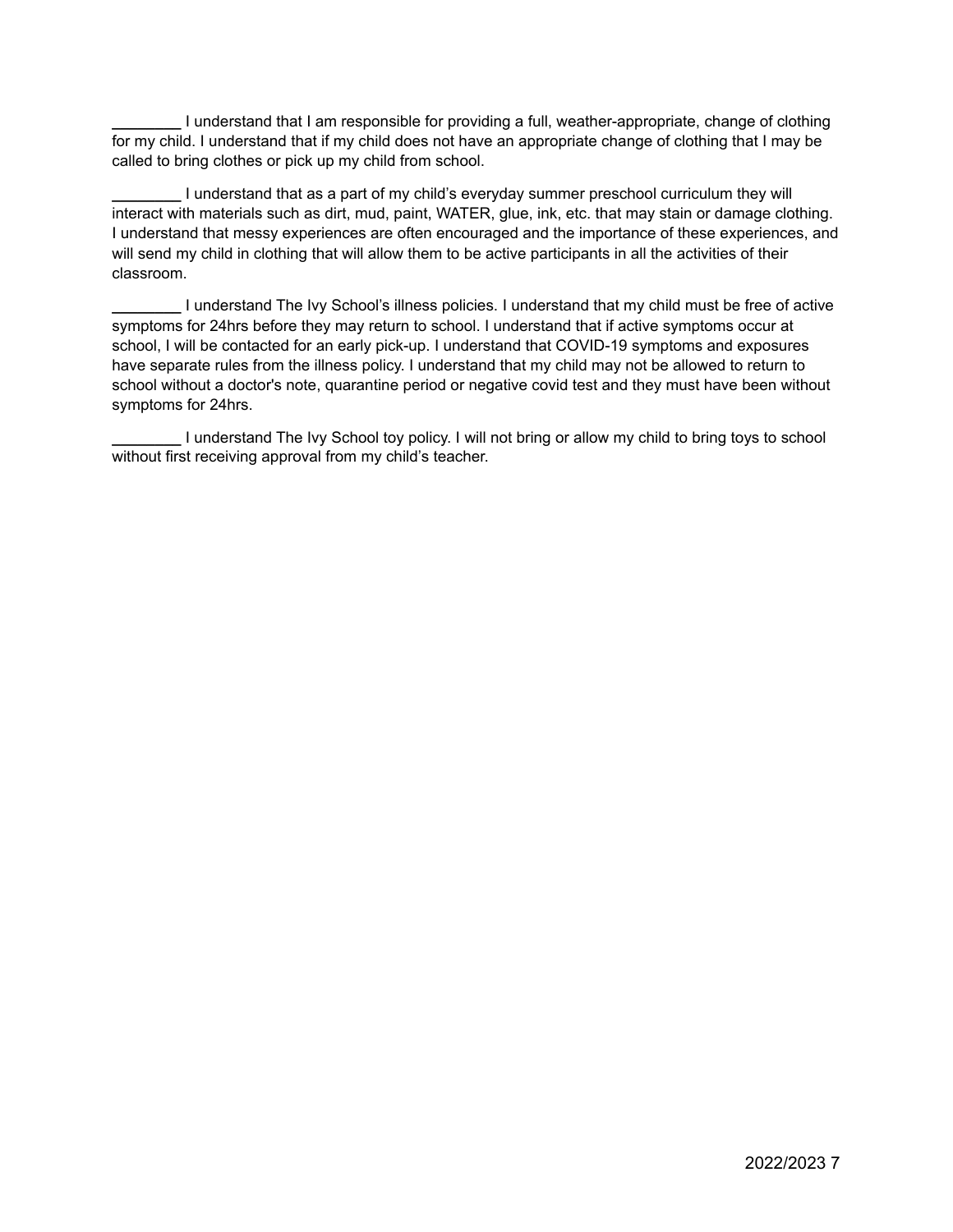________ I understand that I am responsible for providing a full, weather-appropriate, change of clothing for my child. I understand that if my child does not have an appropriate change of clothing that I may be called to bring clothes or pick up my child from school.

________ I understand that as a part of my child's everyday summer preschool curriculum they will interact with materials such as dirt, mud, paint, WATER, glue, ink, etc. that may stain or damage clothing. I understand that messy experiences are often encouraged and the importance of these experiences, and will send my child in clothing that will allow them to be active participants in all the activities of their classroom.

________ I understand The Ivy School's illness policies. I understand that my child must be free of active symptoms for 24hrs before they may return to school. I understand that if active symptoms occur at school, I will be contacted for an early pick-up. I understand that COVID-19 symptoms and exposures have separate rules from the illness policy. I understand that my child may not be allowed to return to school without a doctor's note, quarantine period or negative covid test and they must have been without symptoms for 24hrs.

________ I understand The Ivy School toy policy. I will not bring or allow my child to bring toys to school without first receiving approval from my child's teacher.